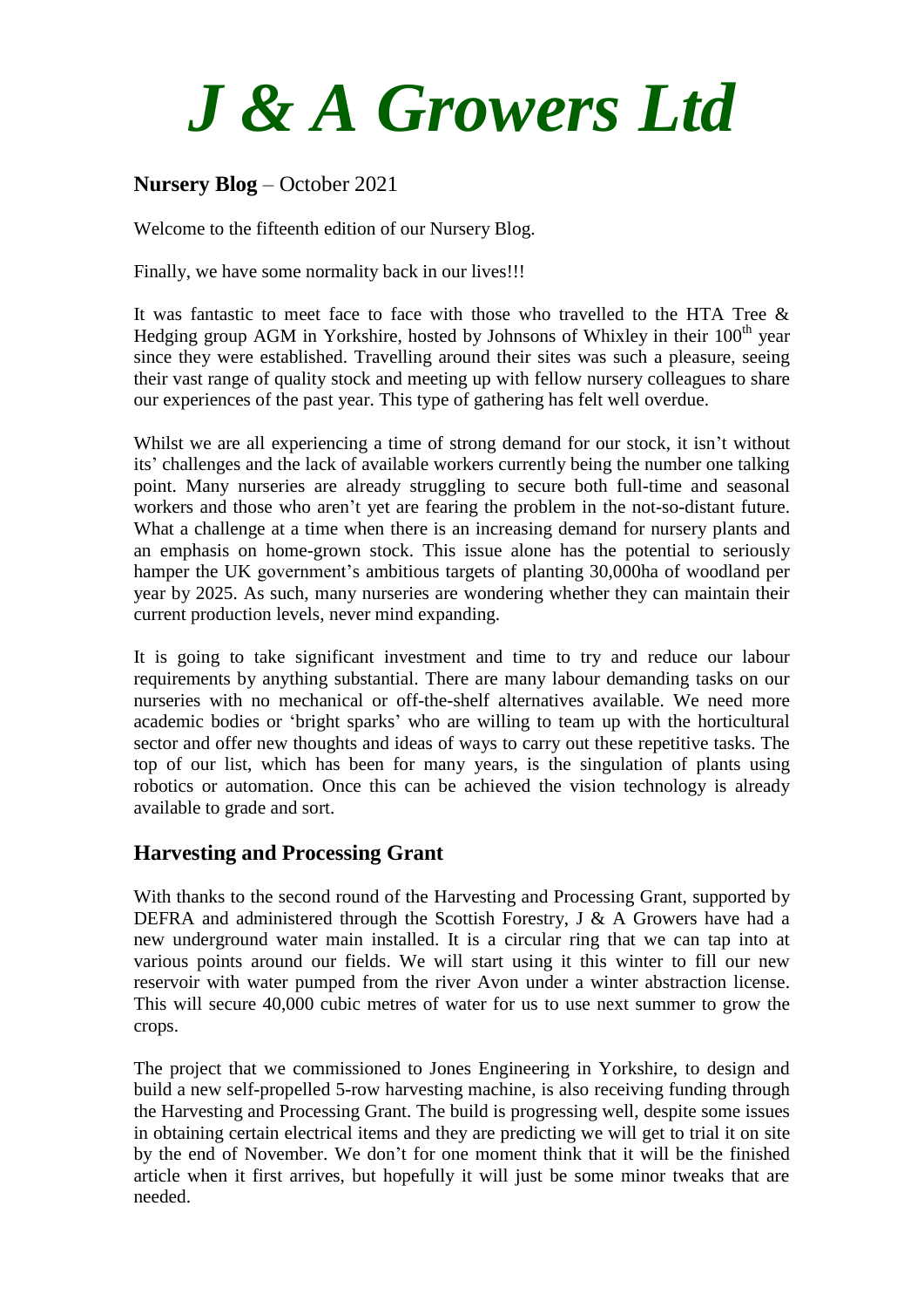# *J & A Growers Ltd*

**Nursery Blog** – October 2021

Welcome to the fifteenth edition of our Nursery Blog.

Finally, we have some normality back in our lives!!!

It was fantastic to meet face to face with those who travelled to the HTA Tree & Hedging group AGM in Yorkshire, hosted by Johnsons of Whixley in their 100th year since they were established. Travelling around their sites was such a pleasure, seeing their vast range of quality stock and meeting up with fellow nursery colleagues to share our experiences of the past year. This type of gathering has felt well overdue.

Whilst we are all experiencing a time of strong demand for our stock, it isn't without its' challenges and the lack of available workers currently being the number one talking point. Many nurseries are already struggling to secure both full-time and seasonal workers and those who aren't yet are fearing the problem in the not-so-distant future. What a challenge at a time when there is an increasing demand for nursery plants and an emphasis on home-grown stock. This issue alone has the potential to seriously hamper the UK government's ambitious targets of planting 30,000ha of woodland per year by 2025. As such, many nurseries are wondering whether they can maintain their current production levels, never mind expanding.

It is going to take significant investment and time to try and reduce our labour requirements by anything substantial. There are many labour demanding tasks on our nurseries with no mechanical or off-the-shelf alternatives available. We need more academic bodies or 'bright sparks' who are willing to team up with the horticultural sector and offer new thoughts and ideas of ways to carry out these repetitive tasks. The top of our list, which has been for many years, is the singulation of plants using robotics or automation. Once this can be achieved the vision technology is already available to grade and sort.

## Harvesting and Processing Grant

With thanks to the second round of the Harvesting and Processing Grant, supported by DEFRA and administered through the Scottish Forestry, J & A Growers have had a new underground water main installed. It is a circular ring that we can tap into at various points around our fields. We will start using it this winter to fill our new reservoir with water pumped from the river Avon under a winter abstraction license. This will secure 40,000 cubic metres of water for us to use next summer to grow the crops.

The project that we commissioned to Jones Engineering in Yorkshire, to design and build a new self-propelled 5-row harvesting machine, is also receiving funding through the Harvesting and Processing Grant. The build is progressing well, despite some issues in obtaining certain electrical items and they are predicting we will get to trial it on site by the end of November. We don't for one moment think that it will be the finished article when it first arrives, but hopefully it will just be some minor tweaks that are needed.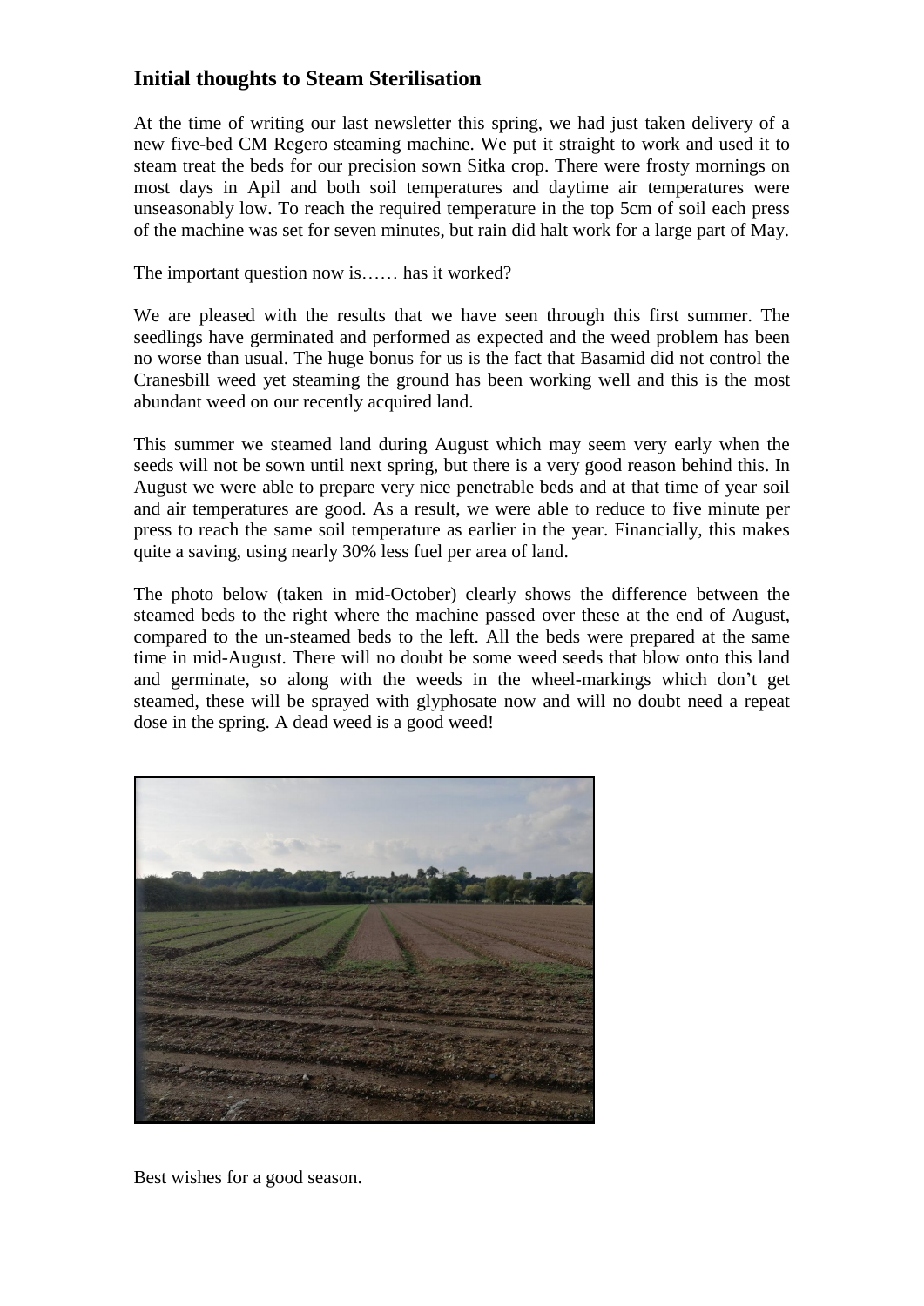## Initial thoughts to Steam Sterilisation

At the time of writing our last newsletter this spring, we had just taken delivery of a new five-bed CM Regero steaming machine. We put it straight to work and used it to steam treat the beds for our precision sown Sitka crop. There were frosty mornings on most days in Apil and both soil temperatures and daytime air temperatures were unseasonably low. To reach the required temperature in the top 5cm of soil each press of the machine was set for seven minutes, but rain did halt work for a large part of May.

The important question now is…… has it worked?

We are pleased with the results that we have seen through this first summer. The seedlings have germinated and performed as expected and the weed problem has been no worse than usual. The huge bonus for us is the fact that Basamid did not control the Cranesbill weed yet steaming the ground has been working well and this is the most abundant weed on our recently acquired land.

This summer we steamed land during August which may seem very early when the seeds will not be sown until next spring, but there is a very good reason behind this. In August we were able to prepare very nice penetrable beds and at that time of year soil and air temperatures are good. As a result, we were able to reduce to five minute per press to reach the same soil temperature as earlier in the year. Financially, this makes quite a saving, using nearly 30% less fuel per area of land.

The photo below (taken in mid-October) clearly shows the difference between the steamed beds to the right where the machine passed over these at the end of August, compared to the un-steamed beds to the left. All the beds were prepared at the same time in mid-August. There will no doubt be some weed seeds that blow onto this land and germinate, so along with the weeds in the wheel-markings which don't get steamed, these will be sprayed with glyphosate now and will no doubt need a repeat dose in the spring. A dead weed is a good weed!

Best wishes for a good season.